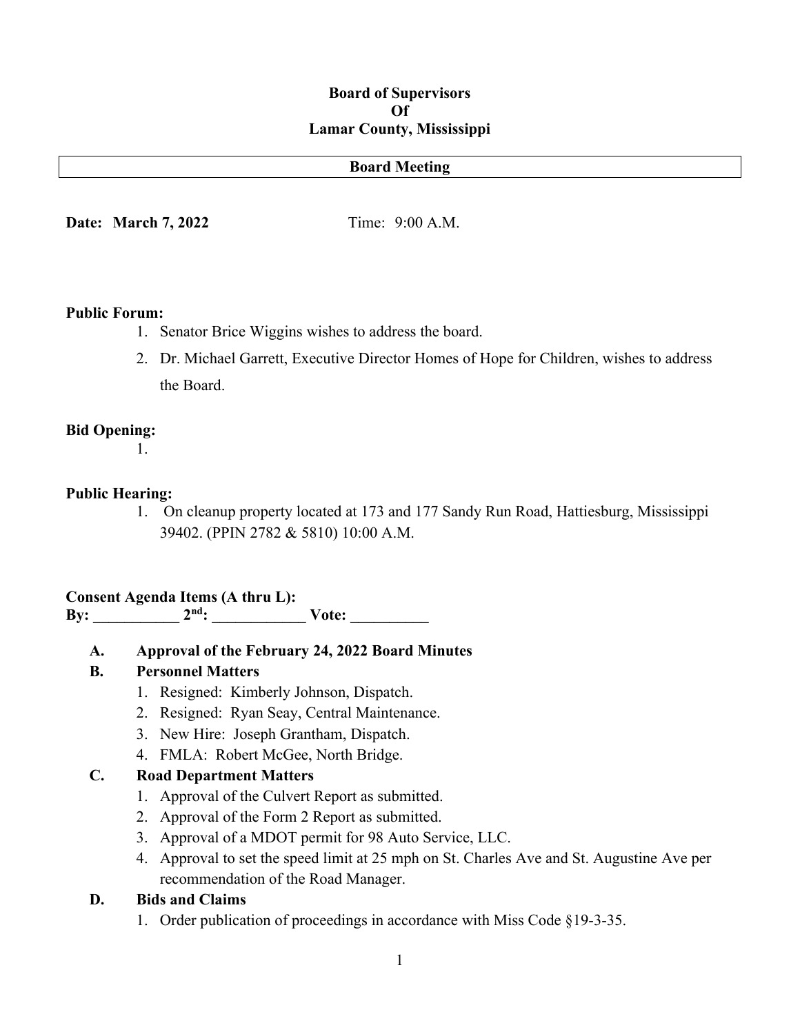**Board of Supervisors**
**Of**
**Lamar County, Mississippi**

**Board Meeting**

**Date: March 7, 2022** Time: 9:00 A.M.

**Public Forum:**

1. Senator Brice Wiggins wishes to address the board.
2. Dr. Michael Garrett, Executive Director Homes of Hope for Children, wishes to address the Board.

**Bid Opening:**

1.

**Public Hearing:**

1. On cleanup property located at 173 and 177 Sandy Run Road, Hattiesburg, Mississippi 39402. (PPIN 2782 & 5810) 10:00 A.M.

**Consent Agenda Items (A thru L):**
**By: ___________ 2nd: ____________ Vote: __________**

**A. Approval of the February 24, 2022 Board Minutes**

**B. Personnel Matters**

1. Resigned: Kimberly Johnson, Dispatch.
2. Resigned: Ryan Seay, Central Maintenance.
3. New Hire: Joseph Grantham, Dispatch.
4. FMLA: Robert McGee, North Bridge.

**C. Road Department Matters**

1. Approval of the Culvert Report as submitted.
2. Approval of the Form 2 Report as submitted.
3. Approval of a MDOT permit for 98 Auto Service, LLC.
4. Approval to set the speed limit at 25 mph on St. Charles Ave and St. Augustine Ave per recommendation of the Road Manager.

**D. Bids and Claims**

1. Order publication of proceedings in accordance with Miss Code §19-3-35.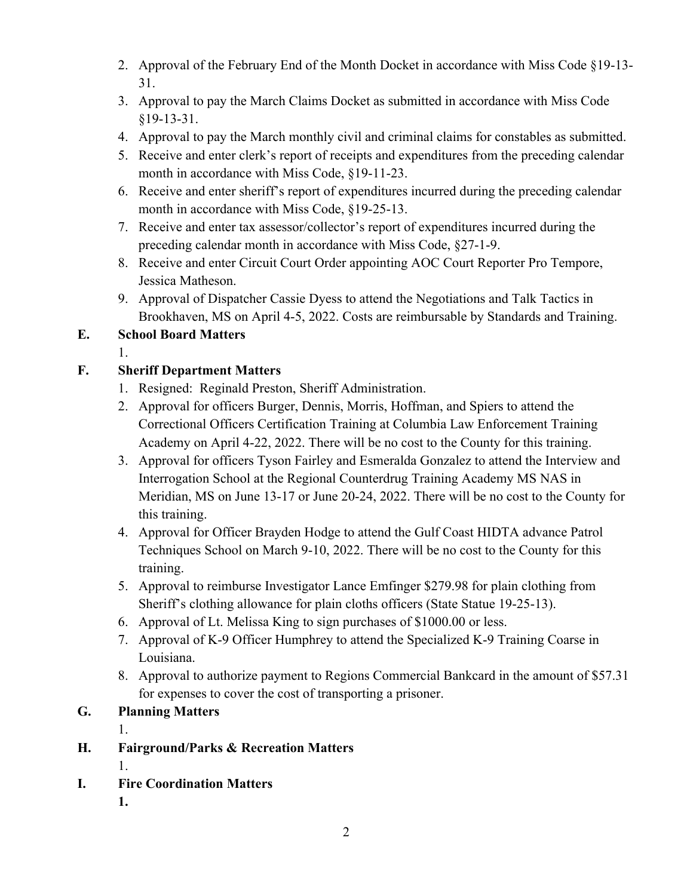2. Approval of the February End of the Month Docket in accordance with Miss Code §19-13-31.
3. Approval to pay the March Claims Docket as submitted in accordance with Miss Code §19-13-31.
4. Approval to pay the March monthly civil and criminal claims for constables as submitted.
5. Receive and enter clerk's report of receipts and expenditures from the preceding calendar month in accordance with Miss Code, §19-11-23.
6. Receive and enter sheriff's report of expenditures incurred during the preceding calendar month in accordance with Miss Code, §19-25-13.
7. Receive and enter tax assessor/collector's report of expenditures incurred during the preceding calendar month in accordance with Miss Code, §27-1-9.
8. Receive and enter Circuit Court Order appointing AOC Court Reporter Pro Tempore, Jessica Matheson.
9. Approval of Dispatcher Cassie Dyess to attend the Negotiations and Talk Tactics in Brookhaven, MS on April 4-5, 2022. Costs are reimbursable by Standards and Training.

**E. School Board Matters**

1.

**F. Sheriff Department Matters**

1. Resigned: Reginald Preston, Sheriff Administration.
2. Approval for officers Burger, Dennis, Morris, Hoffman, and Spiers to attend the Correctional Officers Certification Training at Columbia Law Enforcement Training Academy on April 4-22, 2022. There will be no cost to the County for this training.
3. Approval for officers Tyson Fairley and Esmeralda Gonzalez to attend the Interview and Interrogation School at the Regional Counterdrug Training Academy MS NAS in Meridian, MS on June 13-17 or June 20-24, 2022. There will be no cost to the County for this training.
4. Approval for Officer Brayden Hodge to attend the Gulf Coast HIDTA advance Patrol Techniques School on March 9-10, 2022. There will be no cost to the County for this training.
5. Approval to reimburse Investigator Lance Emfinger $279.98 for plain clothing from Sheriff's clothing allowance for plain cloths officers (State Statue 19-25-13).
6. Approval of Lt. Melissa King to sign purchases of $1000.00 or less.
7. Approval of K-9 Officer Humphrey to attend the Specialized K-9 Training Coarse in Louisiana.
8. Approval to authorize payment to Regions Commercial Bankcard in the amount of $57.31 for expenses to cover the cost of transporting a prisoner.

**G. Planning Matters**

1.

**H. Fairground/Parks & Recreation Matters**

1.

**I. Fire Coordination Matters**

**1.**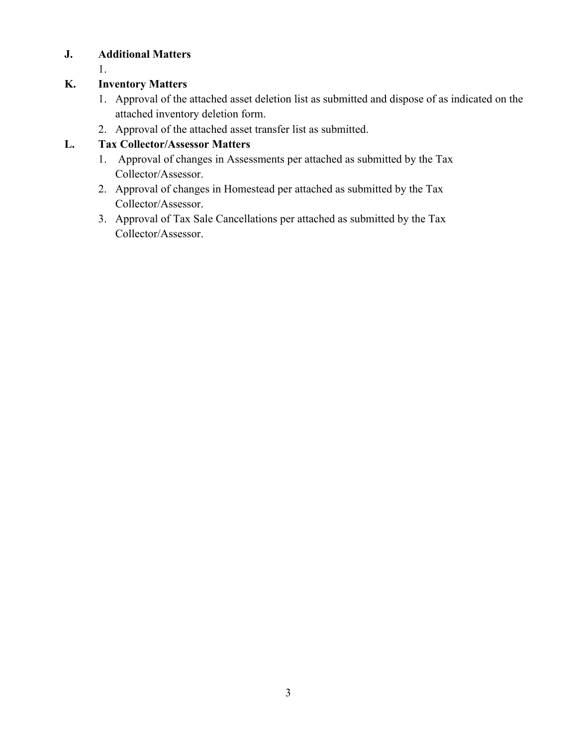**J. Additional Matters**

1.

**K. Inventory Matters**

1. Approval of the attached asset deletion list as submitted and dispose of as indicated on the attached inventory deletion form.
2. Approval of the attached asset transfer list as submitted.

**L. Tax Collector/Assessor Matters**

1. Approval of changes in Assessments per attached as submitted by the Tax Collector/Assessor.
2. Approval of changes in Homestead per attached as submitted by the Tax Collector/Assessor.
3. Approval of Tax Sale Cancellations per attached as submitted by the Tax Collector/Assessor.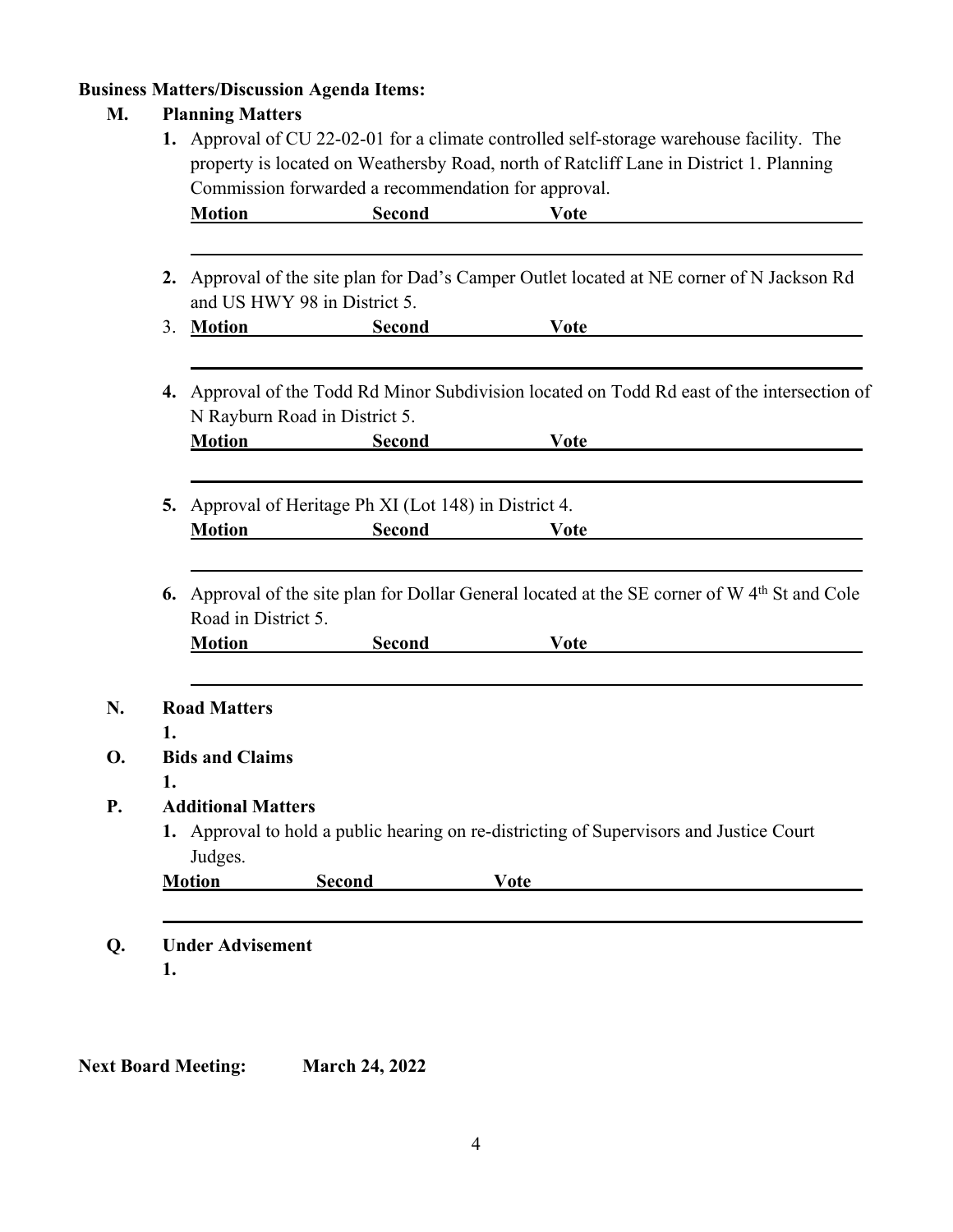**Business Matters/Discussion Agenda Items:**

**M. Planning Matters**

1. Approval of CU 22-02-01 for a climate controlled self-storage warehouse facility. The property is located on Weathersby Road, north of Ratcliff Lane in District 1. Planning Commission forwarded a recommendation for approval.

   **Motion** \_\_\_\_\_\_\_\_ **Second** \_\_\_\_\_\_\_\_ **Vote** \_\_\_\_\_\_\_\_\_\_\_\_\_\_\_\_

2. Approval of the site plan for Dad's Camper Outlet located at NE corner of N Jackson Rd and US HWY 98 in District 5.

3. **Motion** \_\_\_\_\_\_\_\_ **Second** \_\_\_\_\_\_\_\_ **Vote** \_\_\_\_\_\_\_\_\_\_\_\_\_\_\_\_

4. Approval of the Todd Rd Minor Subdivision located on Todd Rd east of the intersection of N Rayburn Road in District 5.

   **Motion** \_\_\_\_\_\_\_\_ **Second** \_\_\_\_\_\_\_\_ **Vote** \_\_\_\_\_\_\_\_\_\_\_\_\_\_\_\_

5. Approval of Heritage Ph XI (Lot 148) in District 4.

   **Motion** \_\_\_\_\_\_\_\_ **Second** \_\_\_\_\_\_\_\_ **Vote** \_\_\_\_\_\_\_\_\_\_\_\_\_\_\_\_

6. Approval of the site plan for Dollar General located at the SE corner of W 4th St and Cole Road in District 5.

   **Motion** \_\_\_\_\_\_\_\_ **Second** \_\_\_\_\_\_\_\_ **Vote** \_\_\_\_\_\_\_\_\_\_\_\_\_\_\_\_

**N. Road Matters**

**1.**

**O. Bids and Claims**

**1.**

**P. Additional Matters**

1. Approval to hold a public hearing on re-districting of Supervisors and Justice Court Judges.

**Motion** \_\_\_\_\_\_\_\_ **Second** \_\_\_\_\_\_\_\_ **Vote** \_\_\_\_\_\_\_\_\_\_\_\_\_\_\_\_

**Q. Under Advisement**

**1.**

**Next Board Meeting: March 24, 2022**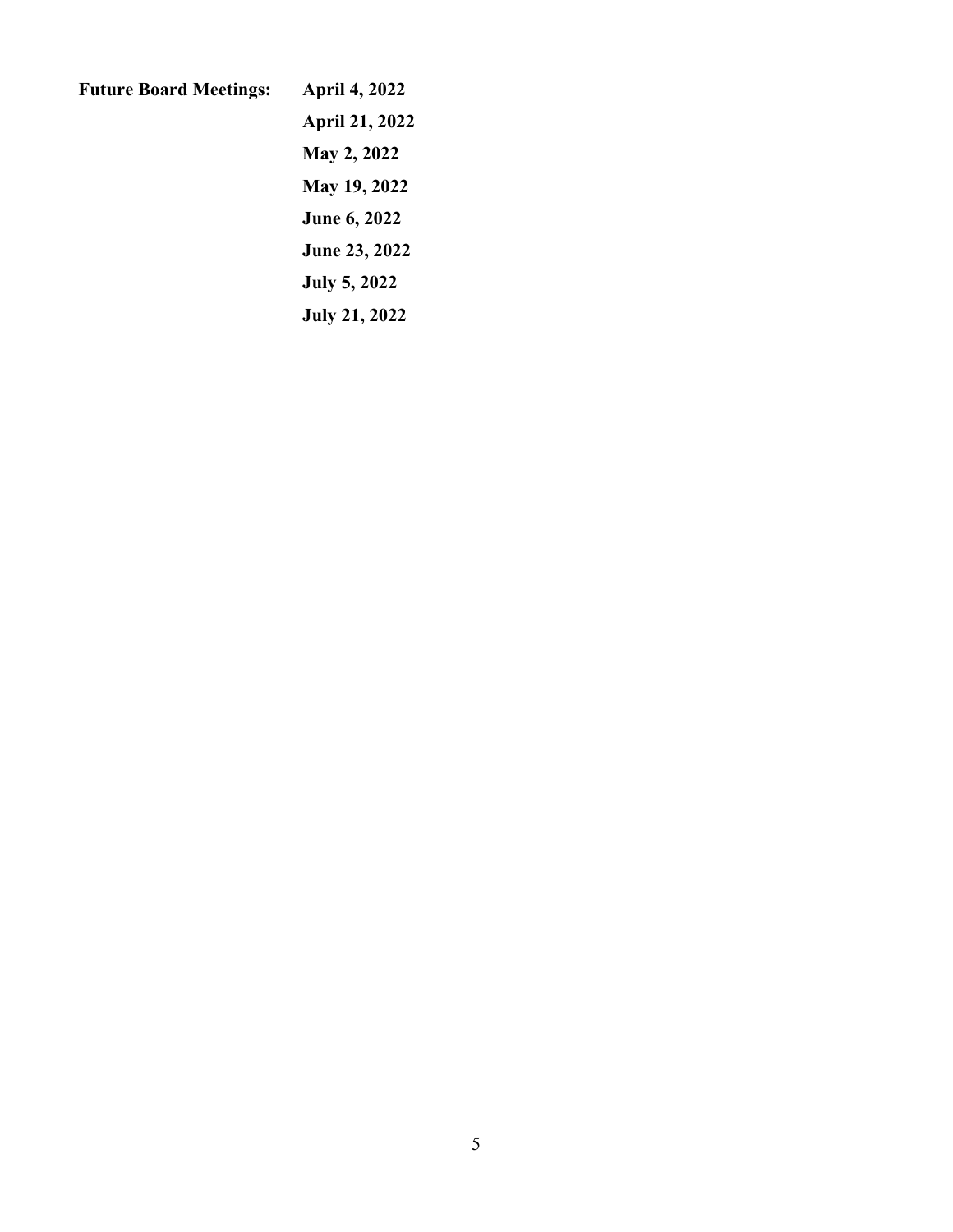**Future Board Meetings:** **April 4, 2022**

**April 21, 2022**

**May 2, 2022**

**May 19, 2022**

**June 6, 2022**

**June 23, 2022**

**July 5, 2022**

**July 21, 2022**